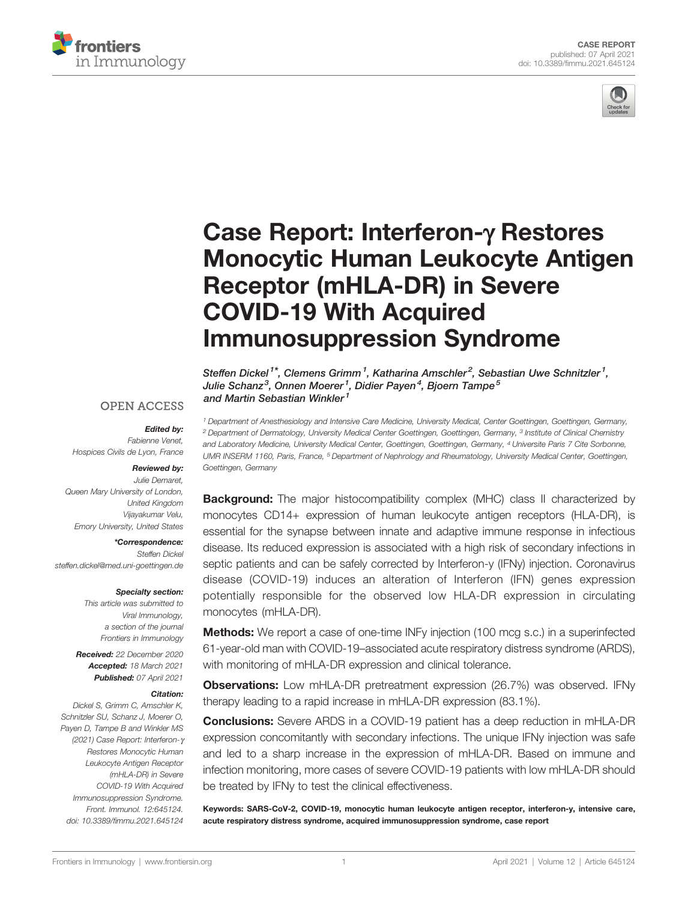CASE REPORT
published: 07 April 2021
doi: 10.3389/fimmu.2021.645124

# Case Report: Interferon-γ Restores Monocytic Human Leukocyte Antigen Receptor (mHLA-DR) in Severe COVID-19 With Acquired Immunosuppression Syndrome

*Steffen Dickel[1*], Clemens Grimm[1], Katharina Amschler[2], Sebastian Uwe Schnitzler[1], Julie Schanz[3], Onnen Moerer[1], Didier Payen[4], Bjoern Tampe[5] and Martin Sebastian Winkler[1]*

[1] Department of Anesthesiology and Intensive Care Medicine, University Medical, Center Goettingen, Goettingen, Germany, [2] Department of Dermatology, University Medical Center Goettingen, Goettingen, Germany, [3] Institute of Clinical Chemistry and Laboratory Medicine, University Medical Center, Goettingen, Goettingen, Germany, [4] Universite Paris 7 Cite Sorbonne, UMR INSERM 1160, Paris, France, [5] Department of Nephrology and Rheumatology, University Medical Center, Goettingen, Goettingen, Germany

OPEN ACCESS

**Edited by:**
Fabienne Venet,
Hospices Civils de Lyon, France

**Reviewed by:**
Julie Demaret,
Queen Mary University of London,
United Kingdom
Vijayakumar Velu,
Emory University, United States

**\*Correspondence:**
Steffen Dickel
steffen.dickel@med.uni-goettingen.de

**Specialty section:**
This article was submitted to
Viral Immunology,
a section of the journal
Frontiers in Immunology

**Received:** 22 December 2020
**Accepted:** 18 March 2021
**Published:** 07 April 2021

**Citation:**
Dickel S, Grimm C, Amschler K, Schnitzler SU, Schanz J, Moerer O, Payen D, Tampe B and Winkler MS (2021) Case Report: Interferon-γ Restores Monocytic Human Leukocyte Antigen Receptor (mHLA-DR) in Severe COVID-19 With Acquired Immunosuppression Syndrome. Front. Immunol. 12:645124. doi: 10.3389/fimmu.2021.645124

**Background:** The major histocompatibility complex (MHC) class II characterized by monocytes CD14+ expression of human leukocyte antigen receptors (HLA-DR), is essential for the synapse between innate and adaptive immune response in infectious disease. Its reduced expression is associated with a high risk of secondary infections in septic patients and can be safely corrected by Interferon-γ (IFNγ) injection. Coronavirus disease (COVID-19) induces an alteration of Interferon (IFN) genes expression potentially responsible for the observed low HLA-DR expression in circulating monocytes (mHLA-DR).

**Methods:** We report a case of one-time INFγ injection (100 mcg s.c.) in a superinfected 61-year-old man with COVID-19–associated acute respiratory distress syndrome (ARDS), with monitoring of mHLA-DR expression and clinical tolerance.

**Observations:** Low mHLA-DR pretreatment expression (26.7%) was observed. IFNγ therapy leading to a rapid increase in mHLA-DR expression (83.1%).

**Conclusions:** Severe ARDS in a COVID-19 patient has a deep reduction in mHLA-DR expression concomitantly with secondary infections. The unique IFNγ injection was safe and led to a sharp increase in the expression of mHLA-DR. Based on immune and infection monitoring, more cases of severe COVID-19 patients with low mHLA-DR should be treated by IFNγ to test the clinical effectiveness.

**Keywords: SARS-CoV-2, COVID-19, monocytic human leukocyte antigen receptor, interferon-γ, intensive care, acute respiratory distress syndrome, acquired immunosuppression syndrome, case report**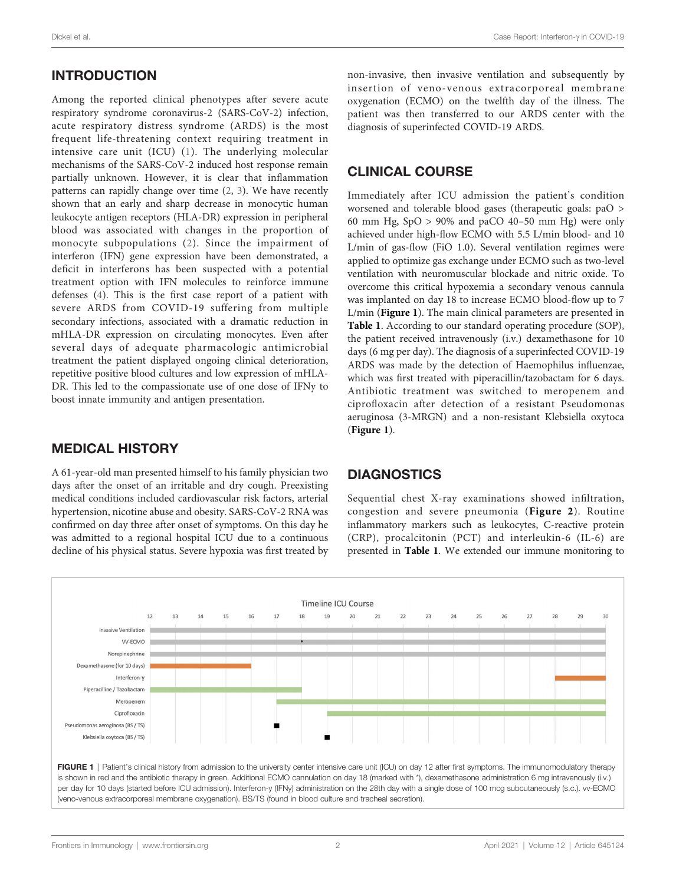## INTRODUCTION

Among the reported clinical phenotypes after severe acute respiratory syndrome coronavirus-2 (SARS-CoV-2) infection, acute respiratory distress syndrome (ARDS) is the most frequent life-threatening context requiring treatment in intensive care unit (ICU) (1). The underlying molecular mechanisms of the SARS-CoV-2 induced host response remain partially unknown. However, it is clear that inflammation patterns can rapidly change over time (2, 3). We have recently shown that an early and sharp decrease in monocytic human leukocyte antigen receptors (HLA-DR) expression in peripheral blood was associated with changes in the proportion of monocyte subpopulations (2). Since the impairment of interferon (IFN) gene expression have been demonstrated, a deficit in interferons has been suspected with a potential treatment option with IFN molecules to reinforce immune defenses (4). This is the first case report of a patient with severe ARDS from COVID-19 suffering from multiple secondary infections, associated with a dramatic reduction in mHLA-DR expression on circulating monocytes. Even after several days of adequate pharmacologic antimicrobial treatment the patient displayed ongoing clinical deterioration, repetitive positive blood cultures and low expression of mHLA-DR. This led to the compassionate use of one dose of IFNy to boost innate immunity and antigen presentation.

## MEDICAL HISTORY

A 61-year-old man presented himself to his family physician two days after the onset of an irritable and dry cough. Preexisting medical conditions included cardiovascular risk factors, arterial hypertension, nicotine abuse and obesity. SARS-CoV-2 RNA was confirmed on day three after onset of symptoms. On this day he was admitted to a regional hospital ICU due to a continuous decline of his physical status. Severe hypoxia was first treated by non-invasive, then invasive ventilation and subsequently by insertion of veno-venous extracorporeal membrane oxygenation (ECMO) on the twelfth day of the illness. The patient was then transferred to our ARDS center with the diagnosis of superinfected COVID-19 ARDS.

## CLINICAL COURSE

Immediately after ICU admission the patient's condition worsened and tolerable blood gases (therapeutic goals: paO > 60 mm Hg, SpO > 90% and paCO 40–50 mm Hg) were only achieved under high-flow ECMO with 5.5 L/min blood- and 10 L/min of gas-flow (FiO 1.0). Several ventilation regimes were applied to optimize gas exchange under ECMO such as two-level ventilation with neuromuscular blockade and nitric oxide. To overcome this critical hypoxemia a secondary venous cannula was implanted on day 18 to increase ECMO blood-flow up to 7 L/min (**Figure 1**). The main clinical parameters are presented in **Table 1**. According to our standard operating procedure (SOP), the patient received intravenously (i.v.) dexamethasone for 10 days (6 mg per day). The diagnosis of a superinfected COVID-19 ARDS was made by the detection of Haemophilus influenzae, which was first treated with piperacillin/tazobactam for 6 days. Antibiotic treatment was switched to meropenem and ciprofloxacin after detection of a resistant Pseudomonas aeruginosa (3-MRGN) and a non-resistant Klebsiella oxytoca (**Figure 1**).

## DIAGNOSTICS

Sequential chest X-ray examinations showed infiltration, congestion and severe pneumonia (**Figure 2**). Routine inflammatory markers such as leukocytes, C-reactive protein (CRP), procalcitonin (PCT) and interleukin-6 (IL-6) are presented in **Table 1**. We extended our immune monitoring to

Timeline ICU Course

| | 12 | 13 | 14 | 15 | 16 | 17 | 18 | 19 | 20 | 21 | 22 | 23 | 24 | 25 | 26 | 27 | 28 | 29 | 30 |
|---|---|---|---|---|---|---|---|---|---|---|---|---|---|---|---|---|---|---|---|
| Invasive Ventilation | 12–30 | | | | | | | | | | | | | | | | | | |
| VV-ECMO | 12–30 (* day 18) | | | | | | | | | | | | | | | | | | |
| Norepinephrine | 12–30 | | | | | | | | | | | | | | | | | | |
| Dexamethasone (for 10 days) | 12–16 | | | | | | | | | | | | | | | | | | |
| Interferon-γ | 28–30 | | | | | | | | | | | | | | | | | | |
| Piperacilline / Tazobactam | 12–18 | | | | | | | | | | | | | | | | | | |
| Meropenem | 17–30 | | | | | | | | | | | | | | | | | | |
| Ciprofloxacin | 19–30 | | | | | | | | | | | | | | | | | | |
| Pseudomonas aeroginosa (BS / TS) | 17 | | | | | | | | | | | | | | | | | | |
| Klebsiella oxytoca (BS / TS) | 19 | | | | | | | | | | | | | | | | | | |

**FIGURE 1** | Patient's clinical history from admission to the university center intensive care unit (ICU) on day 12 after first symptoms. The immunomodulatory therapy is shown in red and the antibiotic therapy in green. Additional ECMO cannulation on day 18 (marked with *), dexamethasone administration 6 mg intravenously (i.v.) per day for 10 days (started before ICU admission). Interferon-γ (IFNγ) administration on the 28th day with a single dose of 100 mcg subcutaneously (s.c.). vv-ECMO (veno-venous extracorporeal membrane oxygenation). BS/TS (found in blood culture and tracheal secretion).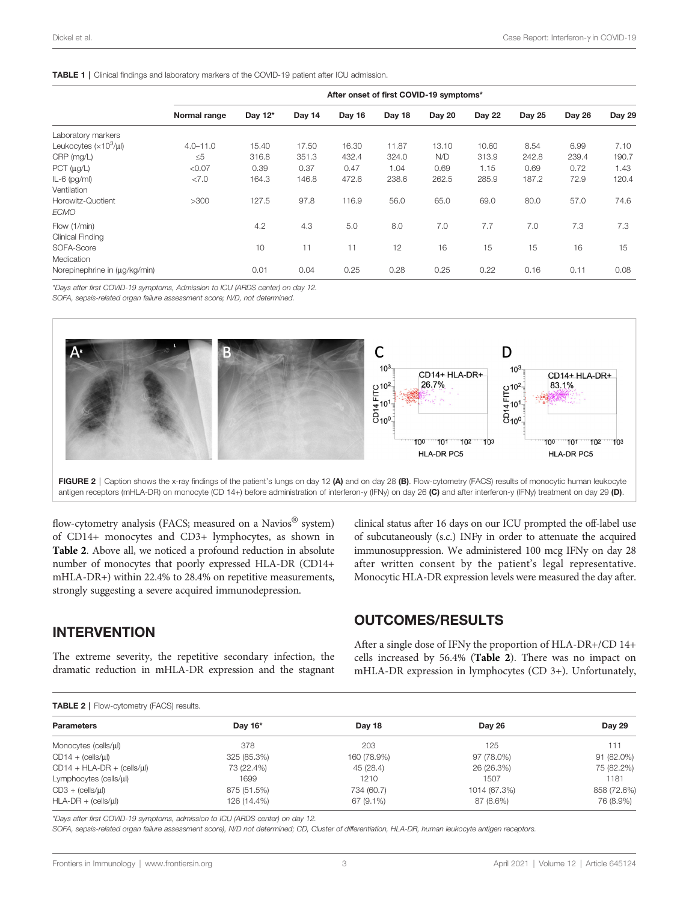**TABLE 1 |** Clinical findings and laboratory markers of the COVID-19 patient after ICU admission.

| | | After onset of first COVID-19 symptoms* | | | | | | | | |
|---|---|---|---|---|---|---|---|---|---|---|
| | **Normal range** | **Day 12*** | **Day 14** | **Day 16** | **Day 18** | **Day 20** | **Day 22** | **Day 25** | **Day 26** | **Day 29** |
| Laboratory markers | | | | | | | | | | |
| Leukocytes ($\times 10^3$/µl) | 4.0–11.0 | 15.40 | 17.50 | 16.30 | 11.87 | 13.10 | 10.60 | 8.54 | 6.99 | 7.10 |
| CRP (mg/L) | ≤5 | 316.8 | 351.3 | 432.4 | 324.0 | N/D | 313.9 | 242.8 | 239.4 | 190.7 |
| PCT (µg/L) | <0.07 | 0.39 | 0.37 | 0.47 | 1.04 | 0.69 | 1.15 | 0.69 | 0.72 | 1.43 |
| IL-6 (pg/ml) | <7.0 | 164.3 | 146.8 | 472.6 | 238.6 | 262.5 | 285.9 | 187.2 | 72.9 | 120.4 |
| Ventilation | | | | | | | | | | |
| Horowitz-Quotient | >300 | 127.5 | 97.8 | 116.9 | 56.0 | 65.0 | 69.0 | 80.0 | 57.0 | 74.6 |
| *ECMO* | | | | | | | | | | |
| Flow (1/min) | | 4.2 | 4.3 | 5.0 | 8.0 | 7.0 | 7.7 | 7.0 | 7.3 | 7.3 |
| Clinical Finding | | | | | | | | | | |
| SOFA-Score | | 10 | 11 | 11 | 12 | 16 | 15 | 15 | 16 | 15 |
| Medication | | | | | | | | | | |
| Norepinephrine in (µg/kg/min) | | 0.01 | 0.04 | 0.25 | 0.28 | 0.25 | 0.22 | 0.16 | 0.11 | 0.08 |

*\*Days after first COVID-19 symptoms, Admission to ICU (ARDS center) on day 12.*
*SOFA, sepsis-related organ failure assessment score; N/D, not determined.*

**FIGURE 2 |** Caption shows the x-ray findings of the patient's lungs on day 12 **(A)** and on day 28 **(B)**. Flow-cytometry (FACS) results of monocytic human leukocyte antigen receptors (mHLA-DR) on monocyte (CD 14+) before administration of interferon-y (IFNy) on day 26 **(C)** and after interferon-y (IFNy) treatment on day 29 **(D)**.

flow-cytometry analysis (FACS; measured on a Navios® system) of CD14+ monocytes and CD3+ lymphocytes, as shown in **Table 2**. Above all, we noticed a profound reduction in absolute number of monocytes that poorly expressed HLA-DR (CD14+ mHLA-DR+) within 22.4% to 28.4% on repetitive measurements, strongly suggesting a severe acquired immunodepression.

## INTERVENTION

The extreme severity, the repetitive secondary infection, the dramatic reduction in mHLA-DR expression and the stagnant clinical status after 16 days on our ICU prompted the off-label use of subcutaneously (s.c.) INFy in order to attenuate the acquired immunosuppression. We administered 100 mcg IFNy on day 28 after written consent by the patient's legal representative. Monocytic HLA-DR expression levels were measured the day after.

## OUTCOMES/RESULTS

After a single dose of IFNy the proportion of HLA-DR+/CD 14+ cells increased by 56.4% (**Table 2**). There was no impact on mHLA-DR expression in lymphocytes (CD 3+). Unfortunately,

**TABLE 2 |** Flow-cytometry (FACS) results.

| Parameters | Day 16* | Day 18 | Day 26 | Day 29 |
|---|---|---|---|---|
| Monocytes (cells/µl) | 378 | 203 | 125 | 111 |
| CD14 + (cells/µl) | 325 (85.3%) | 160 (78.9%) | 97 (78.0%) | 91 (82.0%) |
| CD14 + HLA-DR + (cells/µl) | 73 (22.4%) | 45 (28.4) | 26 (26.3%) | 75 (82.2%) |
| Lymphocytes (cells/µl) | 1699 | 1210 | 1507 | 1181 |
| CD3 + (cells/µl) | 875 (51.5%) | 734 (60.7) | 1014 (67.3%) | 858 (72.6%) |
| HLA-DR + (cells/µl) | 126 (14.4%) | 67 (9.1%) | 87 (8.6%) | 76 (8.9%) |

*\*Days after first COVID-19 symptoms, admission to ICU (ARDS center) on day 12.*
*SOFA, sepsis-related organ failure assessment score), N/D not determined; CD, Cluster of differentiation, HLA-DR, human leukocyte antigen receptors.*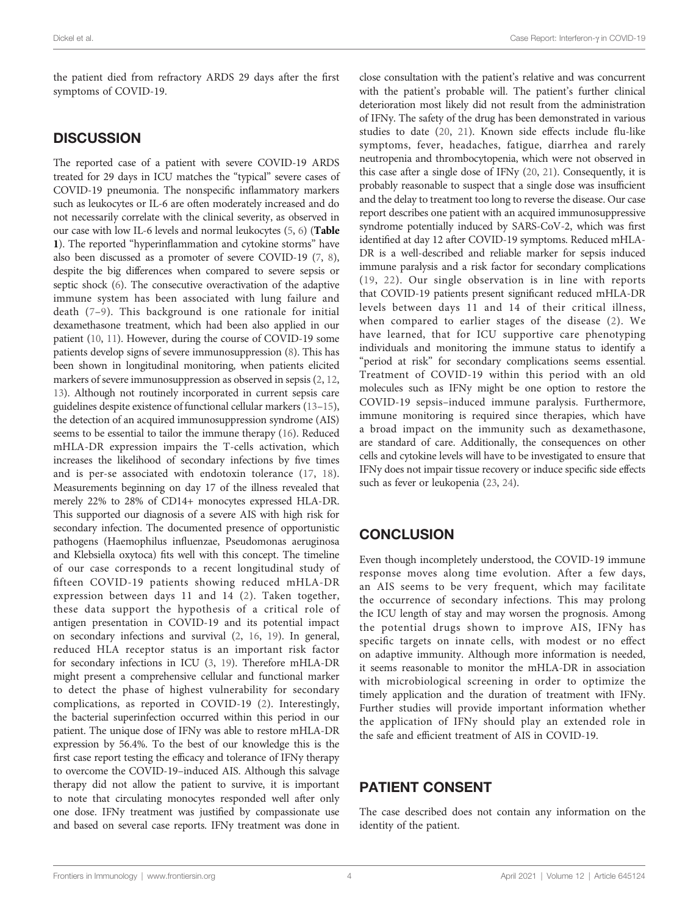the patient died from refractory ARDS 29 days after the first symptoms of COVID-19.

## DISCUSSION

The reported case of a patient with severe COVID-19 ARDS treated for 29 days in ICU matches the "typical" severe cases of COVID-19 pneumonia. The nonspecific inflammatory markers such as leukocytes or IL-6 are often moderately increased and do not necessarily correlate with the clinical severity, as observed in our case with low IL-6 levels and normal leukocytes (5, 6) (**Table 1**). The reported "hyperinflammation and cytokine storms" have also been discussed as a promoter of severe COVID-19 (7, 8), despite the big differences when compared to severe sepsis or septic shock (6). The consecutive overactivation of the adaptive immune system has been associated with lung failure and death (7–9). This background is one rationale for initial dexamethasone treatment, which had been also applied in our patient (10, 11). However, during the course of COVID-19 some patients develop signs of severe immunosuppression (8). This has been shown in longitudinal monitoring, when patients elicited markers of severe immunosuppression as observed in sepsis (2, 12, 13). Although not routinely incorporated in current sepsis care guidelines despite existence of functional cellular markers (13–15), the detection of an acquired immunosuppression syndrome (AIS) seems to be essential to tailor the immune therapy (16). Reduced mHLA-DR expression impairs the T-cells activation, which increases the likelihood of secondary infections by five times and is per-se associated with endotoxin tolerance (17, 18). Measurements beginning on day 17 of the illness revealed that merely 22% to 28% of CD14+ monocytes expressed HLA-DR. This supported our diagnosis of a severe AIS with high risk for secondary infection. The documented presence of opportunistic pathogens (Haemophilus influenzae, Pseudomonas aeruginosa and Klebsiella oxytoca) fits well with this concept. The timeline of our case corresponds to a recent longitudinal study of fifteen COVID-19 patients showing reduced mHLA-DR expression between days 11 and 14 (2). Taken together, these data support the hypothesis of a critical role of antigen presentation in COVID-19 and its potential impact on secondary infections and survival (2, 16, 19). In general, reduced HLA receptor status is an important risk factor for secondary infections in ICU (3, 19). Therefore mHLA-DR might present a comprehensive cellular and functional marker to detect the phase of highest vulnerability for secondary complications, as reported in COVID-19 (2). Interestingly, the bacterial superinfection occurred within this period in our patient. The unique dose of IFNy was able to restore mHLA-DR expression by 56.4%. To the best of our knowledge this is the first case report testing the efficacy and tolerance of IFNy therapy to overcome the COVID-19–induced AIS. Although this salvage therapy did not allow the patient to survive, it is important to note that circulating monocytes responded well after only one dose. IFNy treatment was justified by compassionate use and based on several case reports. IFNy treatment was done in close consultation with the patient's relative and was concurrent with the patient's probable will. The patient's further clinical deterioration most likely did not result from the administration of IFNy. The safety of the drug has been demonstrated in various studies to date (20, 21). Known side effects include flu-like symptoms, fever, headaches, fatigue, diarrhea and rarely neutropenia and thrombocytopenia, which were not observed in this case after a single dose of IFNy (20, 21). Consequently, it is probably reasonable to suspect that a single dose was insufficient and the delay to treatment too long to reverse the disease. Our case report describes one patient with an acquired immunosuppressive syndrome potentially induced by SARS-CoV-2, which was first identified at day 12 after COVID-19 symptoms. Reduced mHLA-DR is a well-described and reliable marker for sepsis induced immune paralysis and a risk factor for secondary complications (19, 22). Our single observation is in line with reports that COVID-19 patients present significant reduced mHLA-DR levels between days 11 and 14 of their critical illness, when compared to earlier stages of the disease (2). We have learned, that for ICU supportive care phenotyping individuals and monitoring the immune status to identify a "period at risk" for secondary complications seems essential. Treatment of COVID-19 within this period with an old molecules such as IFNy might be one option to restore the COVID-19 sepsis–induced immune paralysis. Furthermore, immune monitoring is required since therapies, which have a broad impact on the immunity such as dexamethasone, are standard of care. Additionally, the consequences on other cells and cytokine levels will have to be investigated to ensure that IFNy does not impair tissue recovery or induce specific side effects such as fever or leukopenia (23, 24).

## CONCLUSION

Even though incompletely understood, the COVID-19 immune response moves along time evolution. After a few days, an AIS seems to be very frequent, which may facilitate the occurrence of secondary infections. This may prolong the ICU length of stay and may worsen the prognosis. Among the potential drugs shown to improve AIS, IFNy has specific targets on innate cells, with modest or no effect on adaptive immunity. Although more information is needed, it seems reasonable to monitor the mHLA-DR in association with microbiological screening in order to optimize the timely application and the duration of treatment with IFNy. Further studies will provide important information whether the application of IFNy should play an extended role in the safe and efficient treatment of AIS in COVID-19.

## PATIENT CONSENT

The case described does not contain any information on the identity of the patient.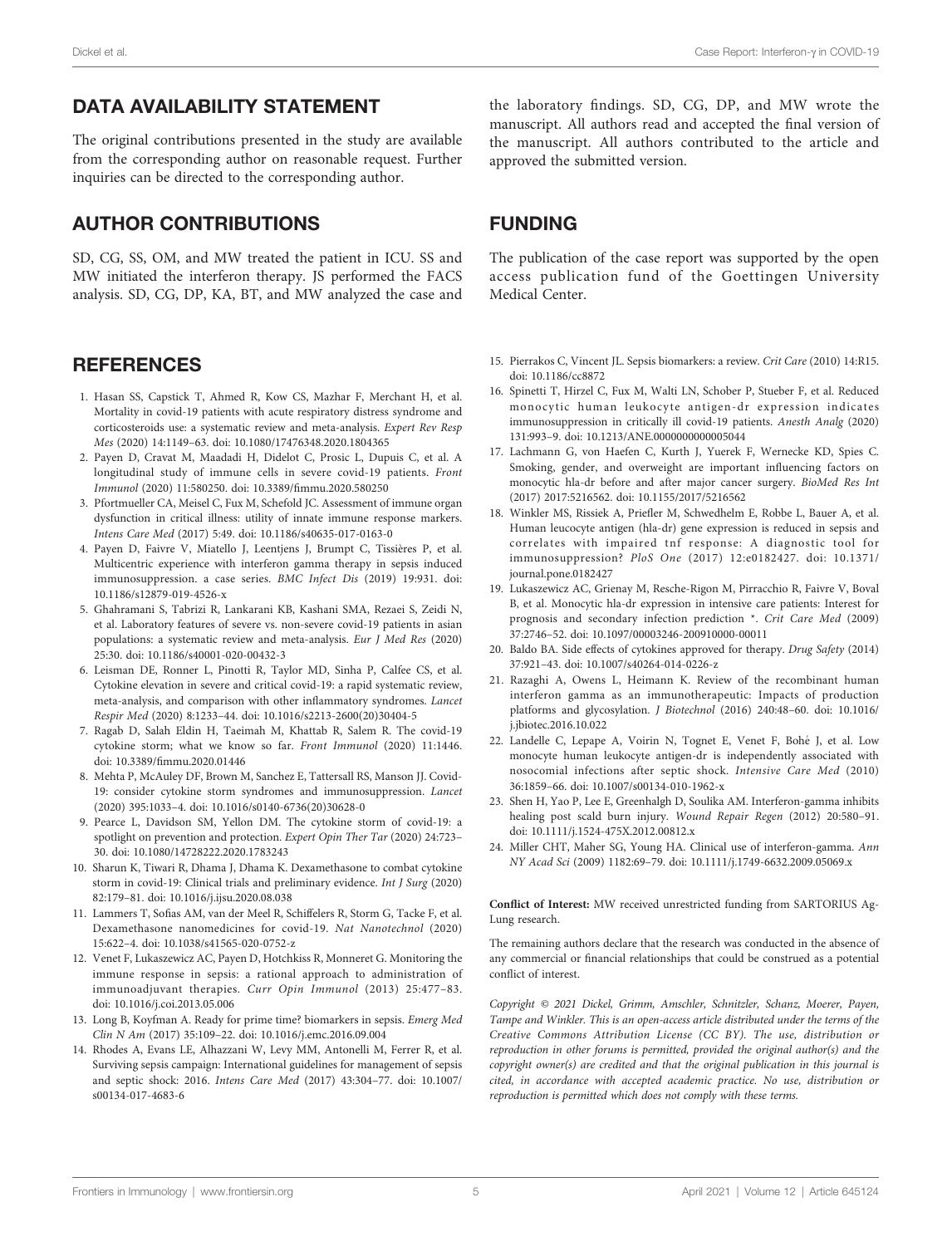## DATA AVAILABILITY STATEMENT

The original contributions presented in the study are available from the corresponding author on reasonable request. Further inquiries can be directed to the corresponding author.

## AUTHOR CONTRIBUTIONS

SD, CG, SS, OM, and MW treated the patient in ICU. SS and MW initiated the interferon therapy. JS performed the FACS analysis. SD, CG, DP, KA, BT, and MW analyzed the case and the laboratory findings. SD, CG, DP, and MW wrote the manuscript. All authors read and accepted the final version of the manuscript. All authors contributed to the article and approved the submitted version.

## FUNDING

The publication of the case report was supported by the open access publication fund of the Goettingen University Medical Center.

## REFERENCES

1. Hasan SS, Capstick T, Ahmed R, Kow CS, Mazhar F, Merchant H, et al. Mortality in covid-19 patients with acute respiratory distress syndrome and corticosteroids use: a systematic review and meta-analysis. *Expert Rev Resp Mes* (2020) 14:1149–63. doi: 10.1080/17476348.2020.1804365
2. Payen D, Cravat M, Maadadi H, Didelot C, Prosic L, Dupuis C, et al. A longitudinal study of immune cells in severe covid-19 patients. *Front Immunol* (2020) 11:580250. doi: 10.3389/fimmu.2020.580250
3. Pfortmueller CA, Meisel C, Fux M, Schefold JC. Assessment of immune organ dysfunction in critical illness: utility of innate immune response markers. *Intens Care Med* (2017) 5:49. doi: 10.1186/s40635-017-0163-0
4. Payen D, Faivre V, Miatello J, Leentjens J, Brumpt C, Tissières P, et al. Multicentric experience with interferon gamma therapy in sepsis induced immunosuppression. a case series. *BMC Infect Dis* (2019) 19:931. doi: 10.1186/s12879-019-4526-x
5. Ghahramani S, Tabrizi R, Lankarani KB, Kashani SMA, Rezaei S, Zeidi N, et al. Laboratory features of severe vs. non-severe covid-19 patients in asian populations: a systematic review and meta-analysis. *Eur J Med Res* (2020) 25:30. doi: 10.1186/s40001-020-00432-3
6. Leisman DE, Ronner L, Pinotti R, Taylor MD, Sinha P, Calfee CS, et al. Cytokine elevation in severe and critical covid-19: a rapid systematic review, meta-analysis, and comparison with other inflammatory syndromes. *Lancet Respir Med* (2020) 8:1233–44. doi: 10.1016/s2213-2600(20)30404-5
7. Ragab D, Salah Eldin H, Taeimah M, Khattab R, Salem R. The covid-19 cytokine storm; what we know so far. *Front Immunol* (2020) 11:1446. doi: 10.3389/fimmu.2020.01446
8. Mehta P, McAuley DF, Brown M, Sanchez E, Tattersall RS, Manson JJ. Covid-19: consider cytokine storm syndromes and immunosuppression. *Lancet* (2020) 395:1033–4. doi: 10.1016/s0140-6736(20)30628-0
9. Pearce L, Davidson SM, Yellon DM. The cytokine storm of covid-19: a spotlight on prevention and protection. *Expert Opin Ther Tar* (2020) 24:723–30. doi: 10.1080/14728222.2020.1783243
10. Sharun K, Tiwari R, Dhama J, Dhama K. Dexamethasone to combat cytokine storm in covid-19: Clinical trials and preliminary evidence. *Int J Surg* (2020) 82:179–81. doi: 10.1016/j.ijsu.2020.08.038
11. Lammers T, Sofias AM, van der Meel R, Schiffelers R, Storm G, Tacke F, et al. Dexamethasone nanomedicines for covid-19. *Nat Nanotechnol* (2020) 15:622–4. doi: 10.1038/s41565-020-0752-z
12. Venet F, Lukaszewicz AC, Payen D, Hotchkiss R, Monneret G. Monitoring the immune response in sepsis: a rational approach to administration of immunoadjuvant therapies. *Curr Opin Immunol* (2013) 25:477–83. doi: 10.1016/j.coi.2013.05.006
13. Long B, Koyfman A. Ready for prime time? biomarkers in sepsis. *Emerg Med Clin N Am* (2017) 35:109–22. doi: 10.1016/j.emc.2016.09.004
14. Rhodes A, Evans LE, Alhazzani W, Levy MM, Antonelli M, Ferrer R, et al. Surviving sepsis campaign: International guidelines for management of sepsis and septic shock: 2016. *Intens Care Med* (2017) 43:304–77. doi: 10.1007/s00134-017-4683-6
15. Pierrakos C, Vincent JL. Sepsis biomarkers: a review. *Crit Care* (2010) 14:R15. doi: 10.1186/cc8872
16. Spinetti T, Hirzel C, Fux M, Walti LN, Schober P, Stueber F, et al. Reduced monocytic human leukocyte antigen-dr expression indicates immunosuppression in critically ill covid-19 patients. *Anesth Analg* (2020) 131:993–9. doi: 10.1213/ANE.0000000000005044
17. Lachmann G, von Haefen C, Kurth J, Yuerek F, Wernecke KD, Spies C. Smoking, gender, and overweight are important influencing factors on monocytic hla-dr before and after major cancer surgery. *BioMed Res Int* (2017) 2017:5216562. doi: 10.1155/2017/5216562
18. Winkler MS, Rissiek A, Priefler M, Schwedhelm E, Robbe L, Bauer A, et al. Human leucocyte antigen (hla-dr) gene expression is reduced in sepsis and correlates with impaired tnf response: A diagnostic tool for immunosuppression? *PloS One* (2017) 12:e0182427. doi: 10.1371/journal.pone.0182427
19. Lukaszewicz AC, Grienay M, Resche-Rigon M, Pirracchio R, Faivre V, Boval B, et al. Monocytic hla-dr expression in intensive care patients: Interest for prognosis and secondary infection prediction *. *Crit Care Med* (2009) 37:2746–52. doi: 10.1097/00003246-200910000-00011
20. Baldo BA. Side effects of cytokines approved for therapy. *Drug Safety* (2014) 37:921–43. doi: 10.1007/s40264-014-0226-z
21. Razaghi A, Owens L, Heimann K. Review of the recombinant human interferon gamma as an immunotherapeutic: Impacts of production platforms and glycosylation. *J Biotechnol* (2016) 240:48–60. doi: 10.1016/j.jbiotec.2016.10.022
22. Landelle C, Lepape A, Voirin N, Tognet E, Venet F, Bohé J, et al. Low monocyte human leukocyte antigen-dr is independently associated with nosocomial infections after septic shock. *Intensive Care Med* (2010) 36:1859–66. doi: 10.1007/s00134-010-1962-x
23. Shen H, Yao P, Lee E, Greenhalgh D, Soulika AM. Interferon-gamma inhibits healing post scald burn injury. *Wound Repair Regen* (2012) 20:580–91. doi: 10.1111/j.1524-475X.2012.00812.x
24. Miller CHT, Maher SG, Young HA. Clinical use of interferon-gamma. *Ann NY Acad Sci* (2009) 1182:69–79. doi: 10.1111/j.1749-6632.2009.05069.x

**Conflict of Interest:** MW received unrestricted funding from SARTORIUS Ag-Lung research.

The remaining authors declare that the research was conducted in the absence of any commercial or financial relationships that could be construed as a potential conflict of interest.

*Copyright © 2021 Dickel, Grimm, Amschler, Schnitzler, Schanz, Moerer, Payen, Tampe and Winkler. This is an open-access article distributed under the terms of the Creative Commons Attribution License (CC BY). The use, distribution or reproduction in other forums is permitted, provided the original author(s) and the copyright owner(s) are credited and that the original publication in this journal is cited, in accordance with accepted academic practice. No use, distribution or reproduction is permitted which does not comply with these terms.*